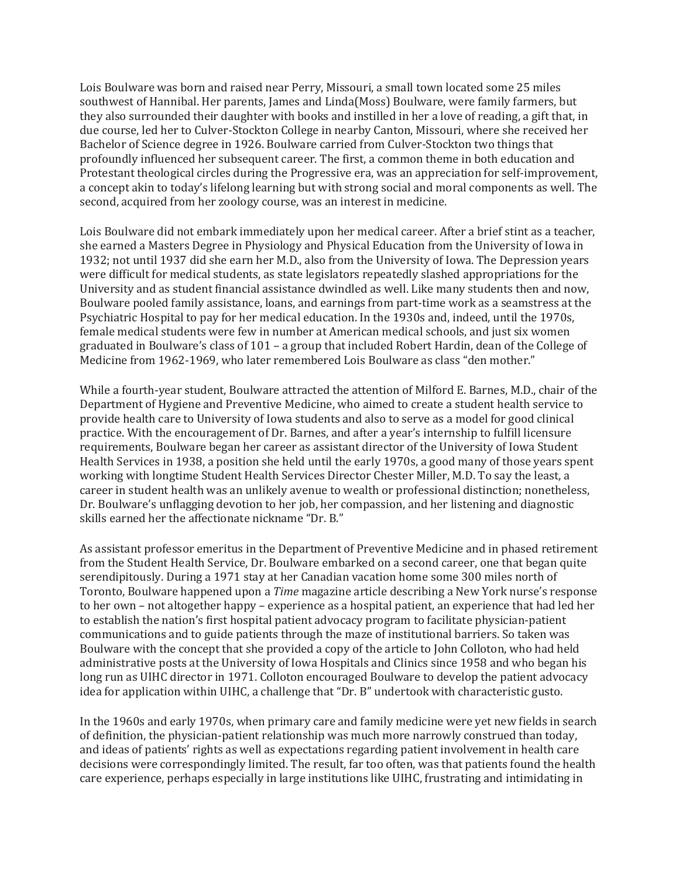Lois Boulware was born and raised near Perry, Missouri, a small town located some 25 miles southwest of Hannibal. Her parents, James and Linda(Moss) Boulware, were family farmers, but they also surrounded their daughter with books and instilled in her a love of reading, a gift that, in due course, led her to Culver-Stockton College in nearby Canton, Missouri, where she received her Bachelor of Science degree in 1926. Boulware carried from Culver-Stockton two things that profoundly influenced her subsequent career. The first, a common theme in both education and Protestant theological circles during the Progressive era, was an appreciation for self-improvement, a concept akin to today's lifelong learning but with strong social and moral components as well. The second, acquired from her zoology course, was an interest in medicine.

Lois Boulware did not embark immediately upon her medical career. After a brief stint as a teacher, she earned a Masters Degree in Physiology and Physical Education from the University of Iowa in 1932; not until 1937 did she earn her M.D., also from the University of Iowa. The Depression years were difficult for medical students, as state legislators repeatedly slashed appropriations for the University and as student financial assistance dwindled as well. Like many students then and now, Boulware pooled family assistance, loans, and earnings from part-time work as a seamstress at the Psychiatric Hospital to pay for her medical education. In the 1930s and, indeed, until the 1970s, female medical students were few in number at American medical schools, and just six women graduated in Boulware's class of 101 – a group that included Robert Hardin, dean of the College of Medicine from 1962-1969, who later remembered Lois Boulware as class "den mother."

While a fourth-year student, Boulware attracted the attention of Milford E. Barnes, M.D., chair of the Department of Hygiene and Preventive Medicine, who aimed to create a student health service to provide health care to University of Iowa students and also to serve as a model for good clinical practice. With the encouragement of Dr. Barnes, and after a year's internship to fulfill licensure requirements, Boulware began her career as assistant director of the University of Iowa Student Health Services in 1938, a position she held until the early 1970s, a good many of those years spent working with longtime Student Health Services Director Chester Miller, M.D. To say the least, a career in student health was an unlikely avenue to wealth or professional distinction; nonetheless, Dr. Boulware's unflagging devotion to her job, her compassion, and her listening and diagnostic skills earned her the affectionate nickname "Dr. B."

As assistant professor emeritus in the Department of Preventive Medicine and in phased retirement from the Student Health Service, Dr. Boulware embarked on a second career, one that began quite serendipitously. During a 1971 stay at her Canadian vacation home some 300 miles north of Toronto, Boulware happened upon a *Time* magazine article describing a New York nurse's response to her own – not altogether happy – experience as a hospital patient, an experience that had led her to establish the nation's first hospital patient advocacy program to facilitate physician-patient communications and to guide patients through the maze of institutional barriers. So taken was Boulware with the concept that she provided a copy of the article to John Colloton, who had held administrative posts at the University of Iowa Hospitals and Clinics since 1958 and who began his long run as UIHC director in 1971. Colloton encouraged Boulware to develop the patient advocacy idea for application within UIHC, a challenge that "Dr. B" undertook with characteristic gusto.

In the 1960s and early 1970s, when primary care and family medicine were yet new fields in search of definition, the physician-patient relationship was much more narrowly construed than today, and ideas of patients' rights as well as expectations regarding patient involvement in health care decisions were correspondingly limited. The result, far too often, was that patients found the health care experience, perhaps especially in large institutions like UIHC, frustrating and intimidating in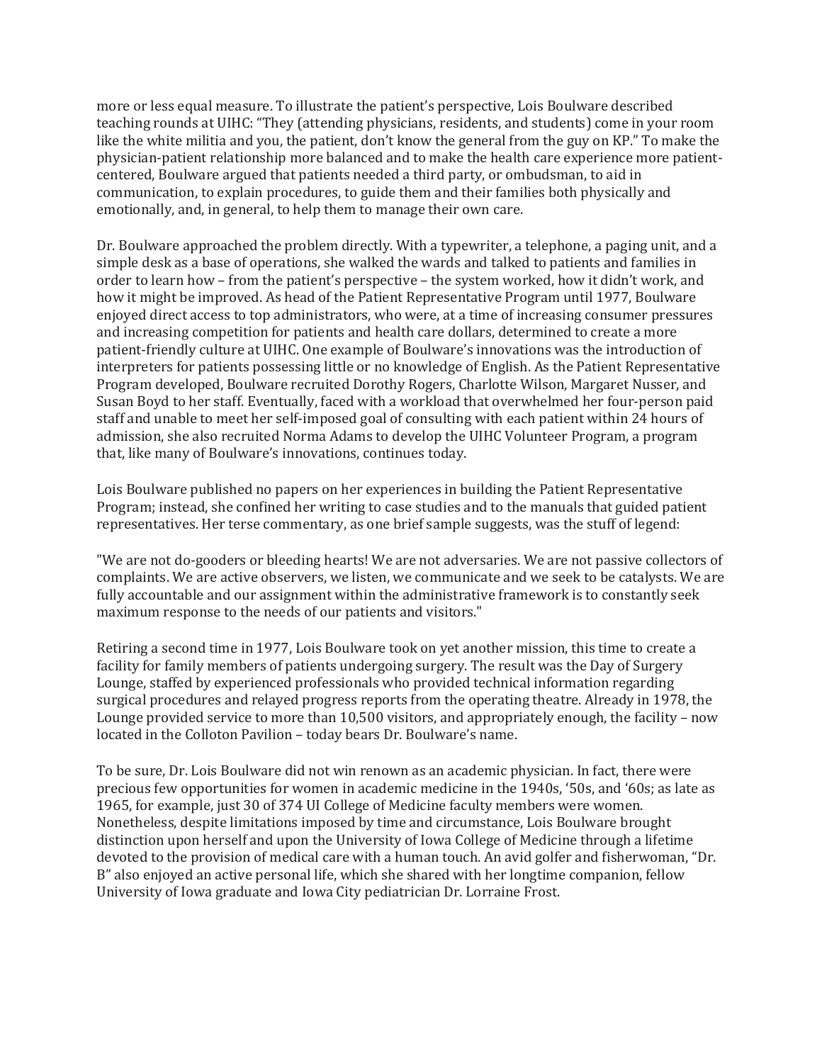more or less equal measure. To illustrate the patient's perspective, Lois Boulware described teaching rounds at UIHC: "They (attending physicians, residents, and students) come in your room like the white militia and you, the patient, don't know the general from the guy on KP." To make the physician-patient relationship more balanced and to make the health care experience more patient-centered, Boulware argued that patients needed a third party, or ombudsman, to aid in communication, to explain procedures, to guide them and their families both physically and emotionally, and, in general, to help them to manage their own care.

Dr. Boulware approached the problem directly. With a typewriter, a telephone, a paging unit, and a simple desk as a base of operations, she walked the wards and talked to patients and families in order to learn how – from the patient's perspective – the system worked, how it didn't work, and how it might be improved. As head of the Patient Representative Program until 1977, Boulware enjoyed direct access to top administrators, who were, at a time of increasing consumer pressures and increasing competition for patients and health care dollars, determined to create a more patient-friendly culture at UIHC. One example of Boulware's innovations was the introduction of interpreters for patients possessing little or no knowledge of English. As the Patient Representative Program developed, Boulware recruited Dorothy Rogers, Charlotte Wilson, Margaret Nusser, and Susan Boyd to her staff. Eventually, faced with a workload that overwhelmed her four-person paid staff and unable to meet her self-imposed goal of consulting with each patient within 24 hours of admission, she also recruited Norma Adams to develop the UIHC Volunteer Program, a program that, like many of Boulware's innovations, continues today.

Lois Boulware published no papers on her experiences in building the Patient Representative Program; instead, she confined her writing to case studies and to the manuals that guided patient representatives. Her terse commentary, as one brief sample suggests, was the stuff of legend:

"We are not do-gooders or bleeding hearts! We are not adversaries. We are not passive collectors of complaints. We are active observers, we listen, we communicate and we seek to be catalysts. We are fully accountable and our assignment within the administrative framework is to constantly seek maximum response to the needs of our patients and visitors."

Retiring a second time in 1977, Lois Boulware took on yet another mission, this time to create a facility for family members of patients undergoing surgery. The result was the Day of Surgery Lounge, staffed by experienced professionals who provided technical information regarding surgical procedures and relayed progress reports from the operating theatre. Already in 1978, the Lounge provided service to more than 10,500 visitors, and appropriately enough, the facility – now located in the Colloton Pavilion – today bears Dr. Boulware's name.

To be sure, Dr. Lois Boulware did not win renown as an academic physician. In fact, there were precious few opportunities for women in academic medicine in the 1940s, '50s, and '60s; as late as 1965, for example, just 30 of 374 UI College of Medicine faculty members were women. Nonetheless, despite limitations imposed by time and circumstance, Lois Boulware brought distinction upon herself and upon the University of Iowa College of Medicine through a lifetime devoted to the provision of medical care with a human touch. An avid golfer and fisherwoman, "Dr. B" also enjoyed an active personal life, which she shared with her longtime companion, fellow University of Iowa graduate and Iowa City pediatrician Dr. Lorraine Frost.